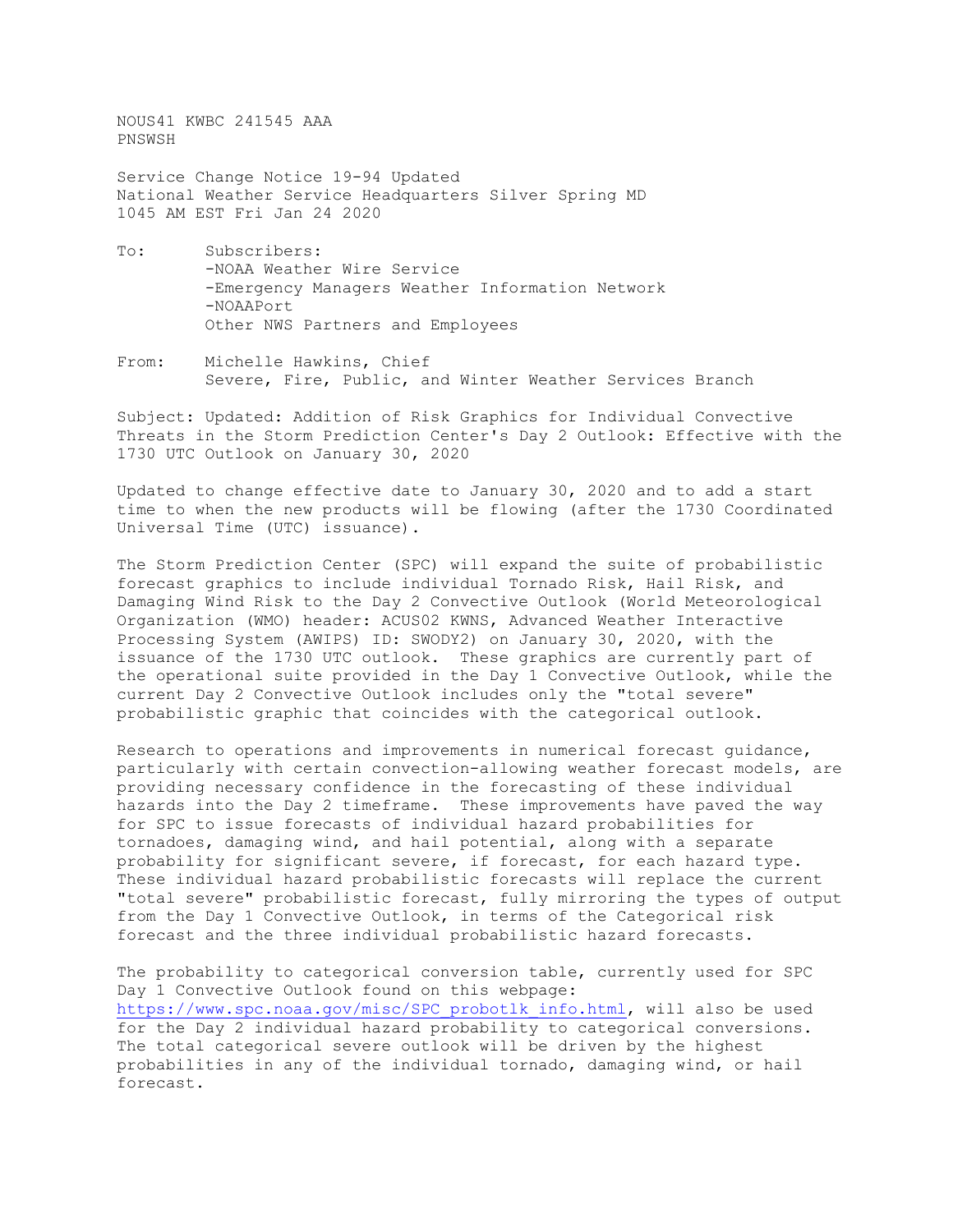NOUS41 KWBC 241545 AAA
PNSWSH

Service Change Notice 19-94 Updated
National Weather Service Headquarters Silver Spring MD
1045 AM EST Fri Jan 24 2020

To: Subscribers:
-NOAA Weather Wire Service
-Emergency Managers Weather Information Network
-NOAAPort
Other NWS Partners and Employees

From: Michelle Hawkins, Chief
Severe, Fire, Public, and Winter Weather Services Branch

Subject: Updated: Addition of Risk Graphics for Individual Convective Threats in the Storm Prediction Center's Day 2 Outlook: Effective with the 1730 UTC Outlook on January 30, 2020

Updated to change effective date to January 30, 2020 and to add a start time to when the new products will be flowing (after the 1730 Coordinated Universal Time (UTC) issuance).

The Storm Prediction Center (SPC) will expand the suite of probabilistic forecast graphics to include individual Tornado Risk, Hail Risk, and Damaging Wind Risk to the Day 2 Convective Outlook (World Meteorological Organization (WMO) header: ACUS02 KWNS, Advanced Weather Interactive Processing System (AWIPS) ID: SWODY2) on January 30, 2020, with the issuance of the 1730 UTC outlook. These graphics are currently part of the operational suite provided in the Day 1 Convective Outlook, while the current Day 2 Convective Outlook includes only the "total severe" probabilistic graphic that coincides with the categorical outlook.

Research to operations and improvements in numerical forecast guidance, particularly with certain convection-allowing weather forecast models, are providing necessary confidence in the forecasting of these individual hazards into the Day 2 timeframe. These improvements have paved the way for SPC to issue forecasts of individual hazard probabilities for tornadoes, damaging wind, and hail potential, along with a separate probability for significant severe, if forecast, for each hazard type. These individual hazard probabilistic forecasts will replace the current "total severe" probabilistic forecast, fully mirroring the types of output from the Day 1 Convective Outlook, in terms of the Categorical risk forecast and the three individual probabilistic hazard forecasts.

The probability to categorical conversion table, currently used for SPC Day 1 Convective Outlook found on this webpage: https://www.spc.noaa.gov/misc/SPC_probotlk_info.html, will also be used for the Day 2 individual hazard probability to categorical conversions. The total categorical severe outlook will be driven by the highest probabilities in any of the individual tornado, damaging wind, or hail forecast.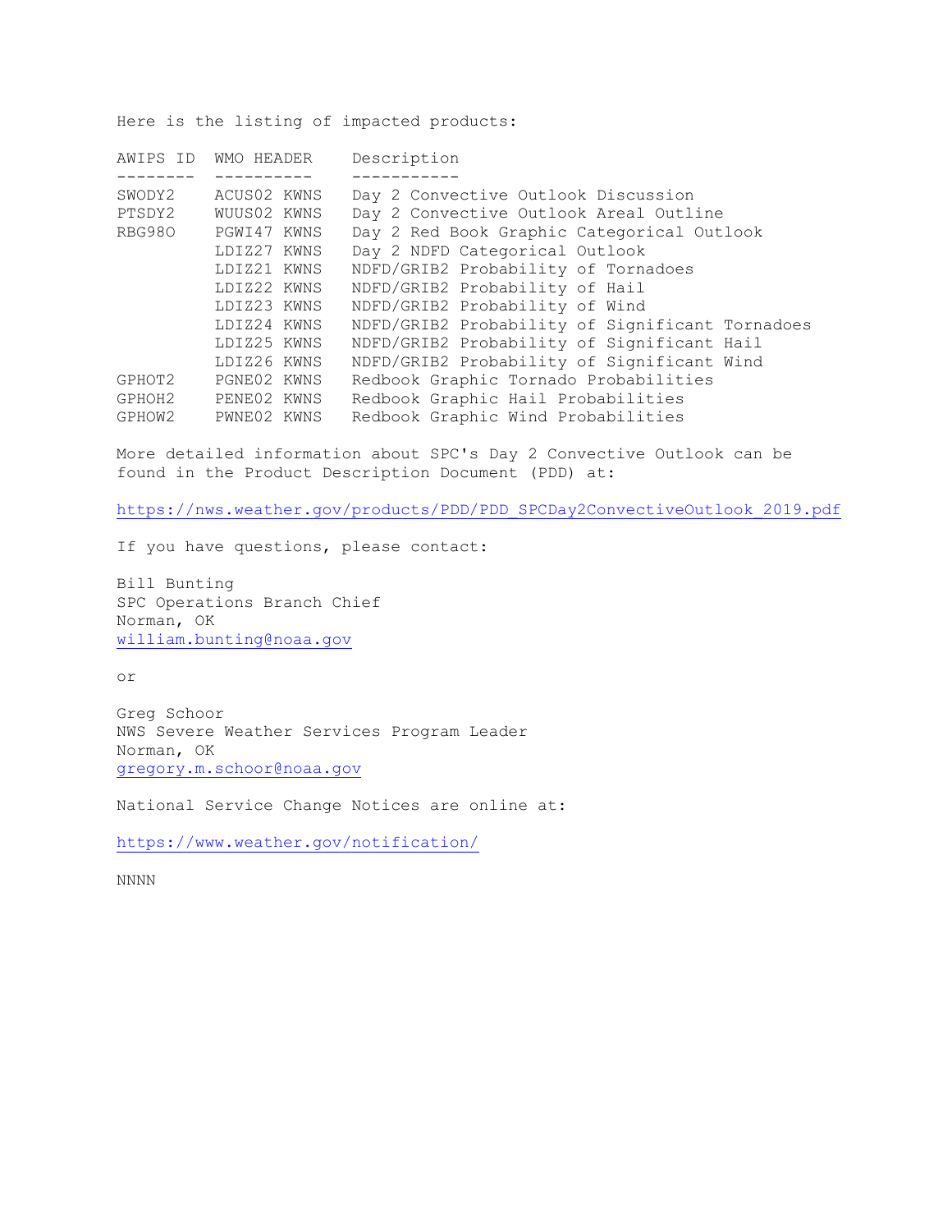Here is the listing of impacted products:

| AWIPS ID | WMO HEADER | Description |
| --- | --- | --- |
| SWODY2 | ACUS02 KWNS | Day 2 Convective Outlook Discussion |
| PTSDY2 | WUUS02 KWNS | Day 2 Convective Outlook Areal Outline |
| RBG98O | PGWI47 KWNS | Day 2 Red Book Graphic Categorical Outlook |
| | LDIZ27 KWNS | Day 2 NDFD Categorical Outlook |
| | LDIZ21 KWNS | NDFD/GRIB2 Probability of Tornadoes |
| | LDIZ22 KWNS | NDFD/GRIB2 Probability of Hail |
| | LDIZ23 KWNS | NDFD/GRIB2 Probability of Wind |
| | LDIZ24 KWNS | NDFD/GRIB2 Probability of Significant Tornadoes |
| | LDIZ25 KWNS | NDFD/GRIB2 Probability of Significant Hail |
| | LDIZ26 KWNS | NDFD/GRIB2 Probability of Significant Wind |
| GPHOT2 | PGNE02 KWNS | Redbook Graphic Tornado Probabilities |
| GPHOH2 | PENE02 KWNS | Redbook Graphic Hail Probabilities |
| GPHOW2 | PWNE02 KWNS | Redbook Graphic Wind Probabilities |

More detailed information about SPC's Day 2 Convective Outlook can be found in the Product Description Document (PDD) at:

https://nws.weather.gov/products/PDD/PDD_SPCDay2ConvectiveOutlook_2019.pdf

If you have questions, please contact:

Bill Bunting
SPC Operations Branch Chief
Norman, OK
william.bunting@noaa.gov

or

Greg Schoor
NWS Severe Weather Services Program Leader
Norman, OK
gregory.m.schoor@noaa.gov

National Service Change Notices are online at:

https://www.weather.gov/notification/

NNNN